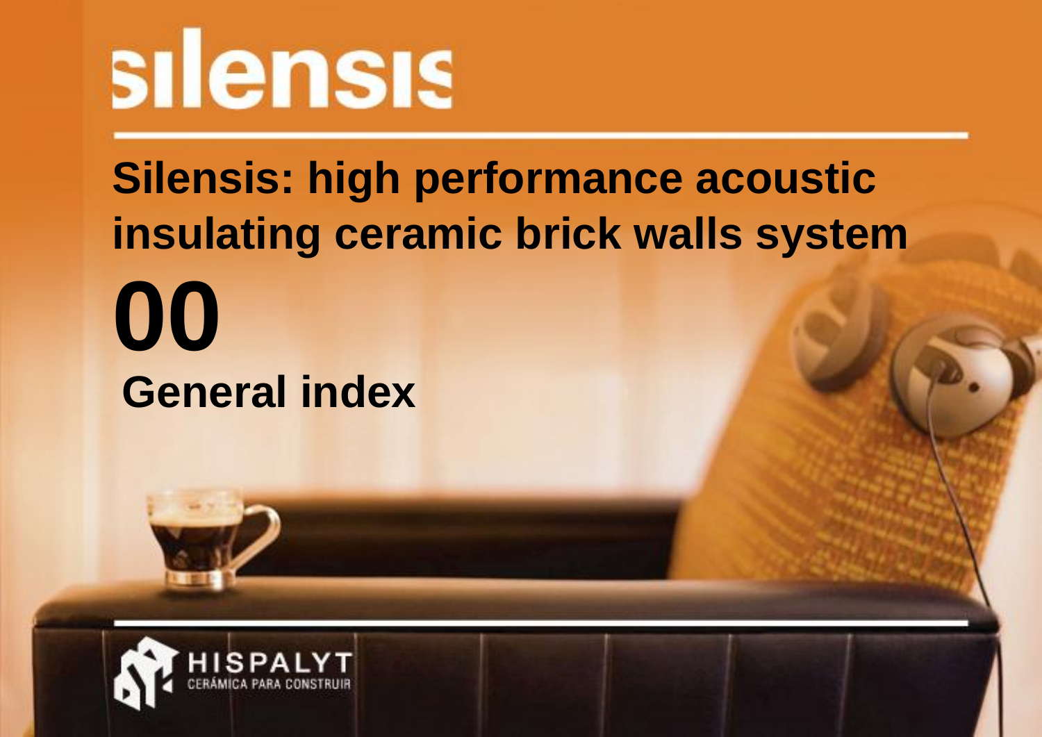# silensis

## Silensis: high performance acoustic insulating ceramic brick walls system

# 00

## General index

HISPALYT
CERÁMICA PARA CONSTRUIR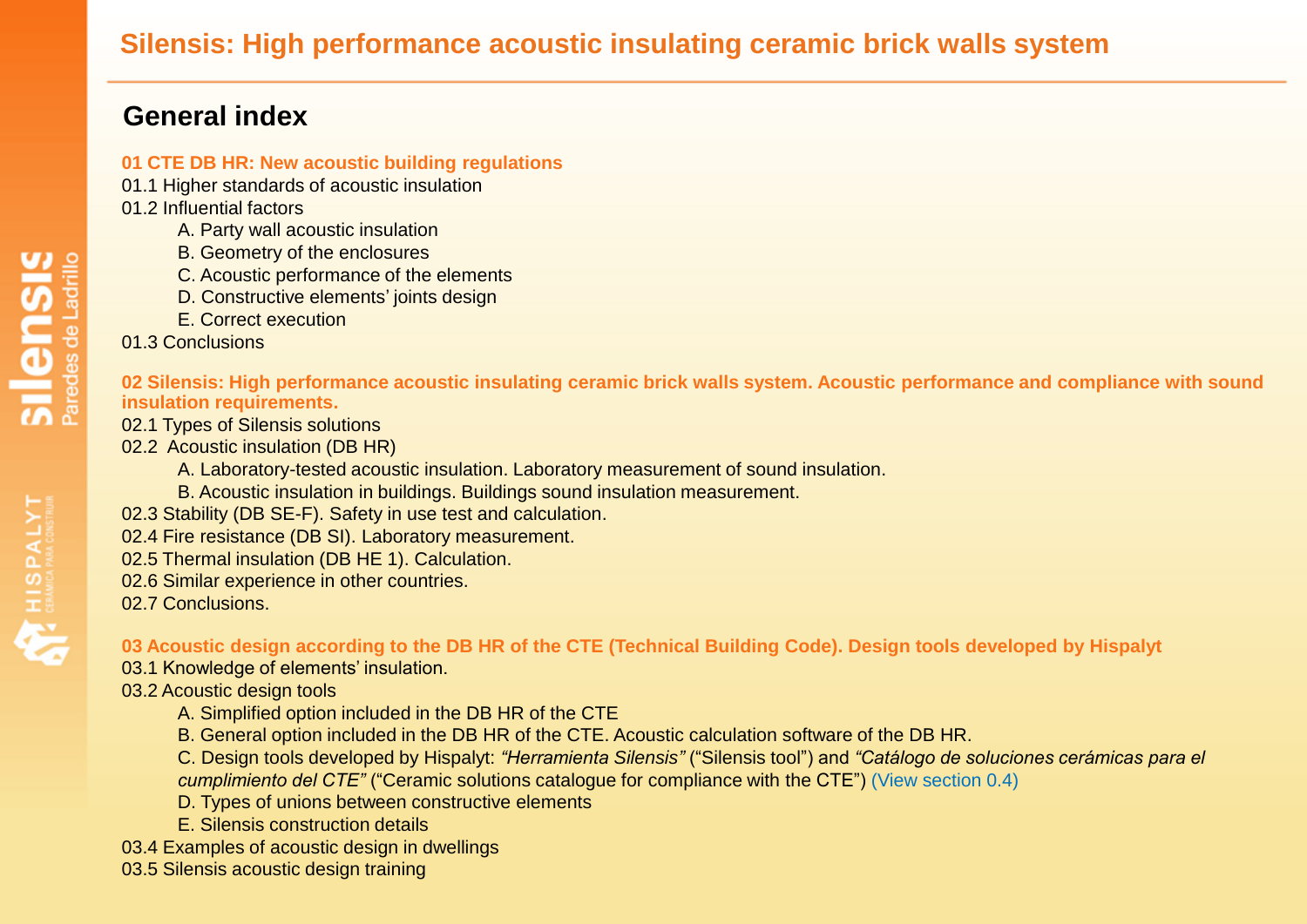# Silensis: High performance acoustic insulating ceramic brick walls system

## General index

### 01 CTE DB HR: New acoustic building regulations

01.1 Higher standards of acoustic insulation

01.2 Influential factors

- A. Party wall acoustic insulation
- B. Geometry of the enclosures
- C. Acoustic performance of the elements
- D. Constructive elements' joints design
- E. Correct execution

01.3 Conclusions

### 02 Silensis: High performance acoustic insulating ceramic brick walls system. Acoustic performance and compliance with sound insulation requirements.

02.1 Types of Silensis solutions

02.2 Acoustic insulation (DB HR)

- A. Laboratory-tested acoustic insulation. Laboratory measurement of sound insulation.
- B. Acoustic insulation in buildings. Buildings sound insulation measurement.

02.3 Stability (DB SE-F). Safety in use test and calculation.

02.4 Fire resistance (DB SI). Laboratory measurement.

02.5 Thermal insulation (DB HE 1). Calculation.

02.6 Similar experience in other countries.

02.7 Conclusions.

### 03 Acoustic design according to the DB HR of the CTE (Technical Building Code). Design tools developed by Hispalyt

03.1 Knowledge of elements' insulation.

03.2 Acoustic design tools

- A. Simplified option included in the DB HR of the CTE
- B. General option included in the DB HR of the CTE. Acoustic calculation software of the DB HR.
- C. Design tools developed by Hispalyt: *"Herramienta Silensis"* ("Silensis tool") and *"Catálogo de soluciones cerámicas para el cumplimiento del CTE"* ("Ceramic solutions catalogue for compliance with the CTE") (View section 0.4)
- D. Types of unions between constructive elements
- E. Silensis construction details

03.4 Examples of acoustic design in dwellings

03.5 Silensis acoustic design training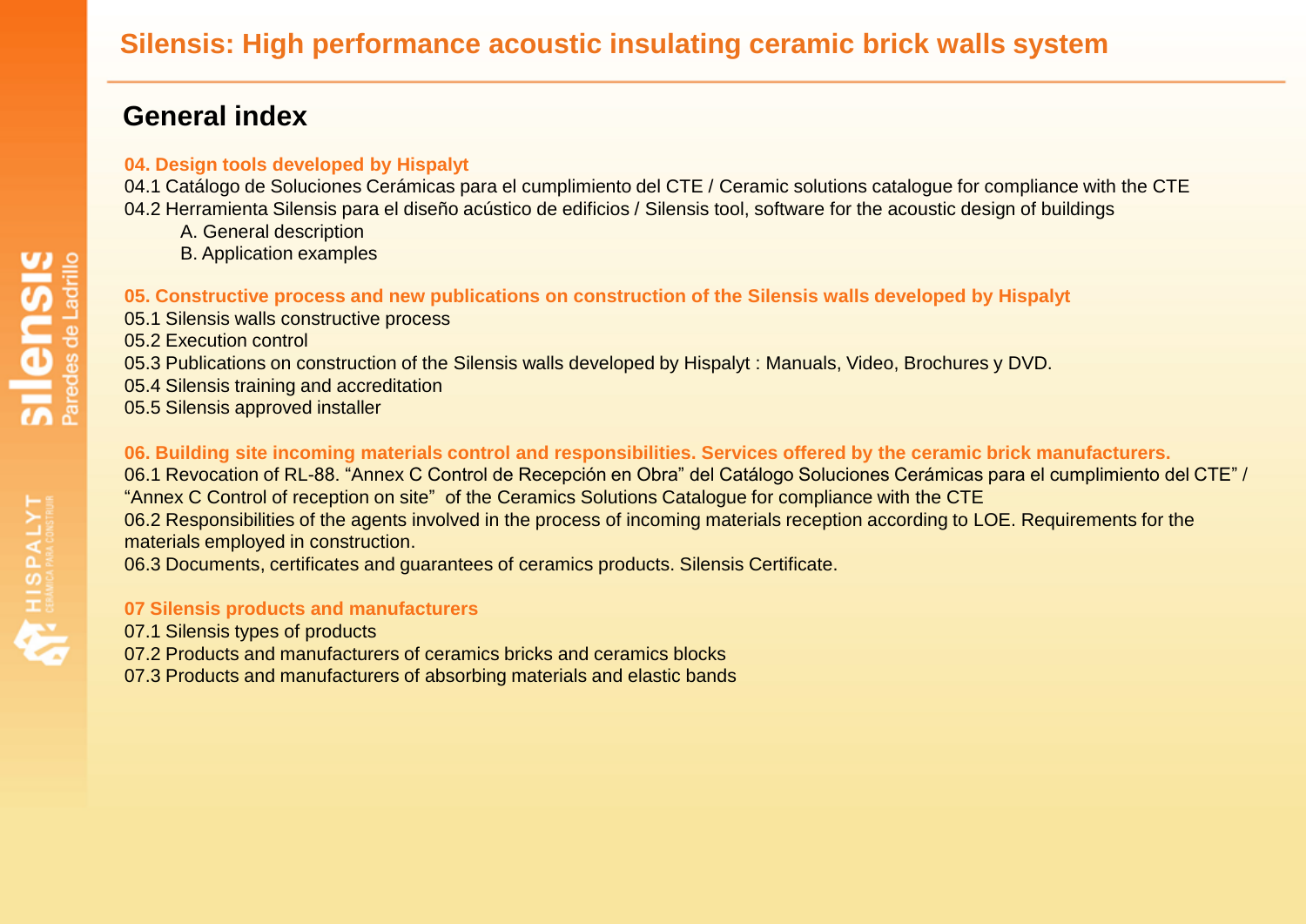# Silensis: High performance acoustic insulating ceramic brick walls system

## General index

### 04. Design tools developed by Hispalyt

04.1 Catálogo de Soluciones Cerámicas para el cumplimiento del CTE / Ceramic solutions catalogue for compliance with the CTE

04.2 Herramienta Silensis para el diseño acústico de edificios / Silensis tool, software for the acoustic design of buildings

- A. General description
- B. Application examples

### 05. Constructive process and new publications on construction of the Silensis walls developed by Hispalyt

05.1 Silensis walls constructive process

05.2 Execution control

05.3 Publications on construction of the Silensis walls developed by Hispalyt : Manuals, Video, Brochures y DVD.

05.4 Silensis training and accreditation

05.5 Silensis approved installer

### 06. Building site incoming materials control and responsibilities. Services offered by the ceramic brick manufacturers.

06.1 Revocation of RL-88. “Annex C Control de Recepción en Obra” del Catálogo Soluciones Cerámicas para el cumplimiento del CTE” / “Annex C Control of reception on site” of the Ceramics Solutions Catalogue for compliance with the CTE

06.2 Responsibilities of the agents involved in the process of incoming materials reception according to LOE. Requirements for the materials employed in construction.

06.3 Documents, certificates and guarantees of ceramics products. Silensis Certificate.

### 07 Silensis products and manufacturers

07.1 Silensis types of products

07.2 Products and manufacturers of ceramics bricks and ceramics blocks

07.3 Products and manufacturers of absorbing materials and elastic bands